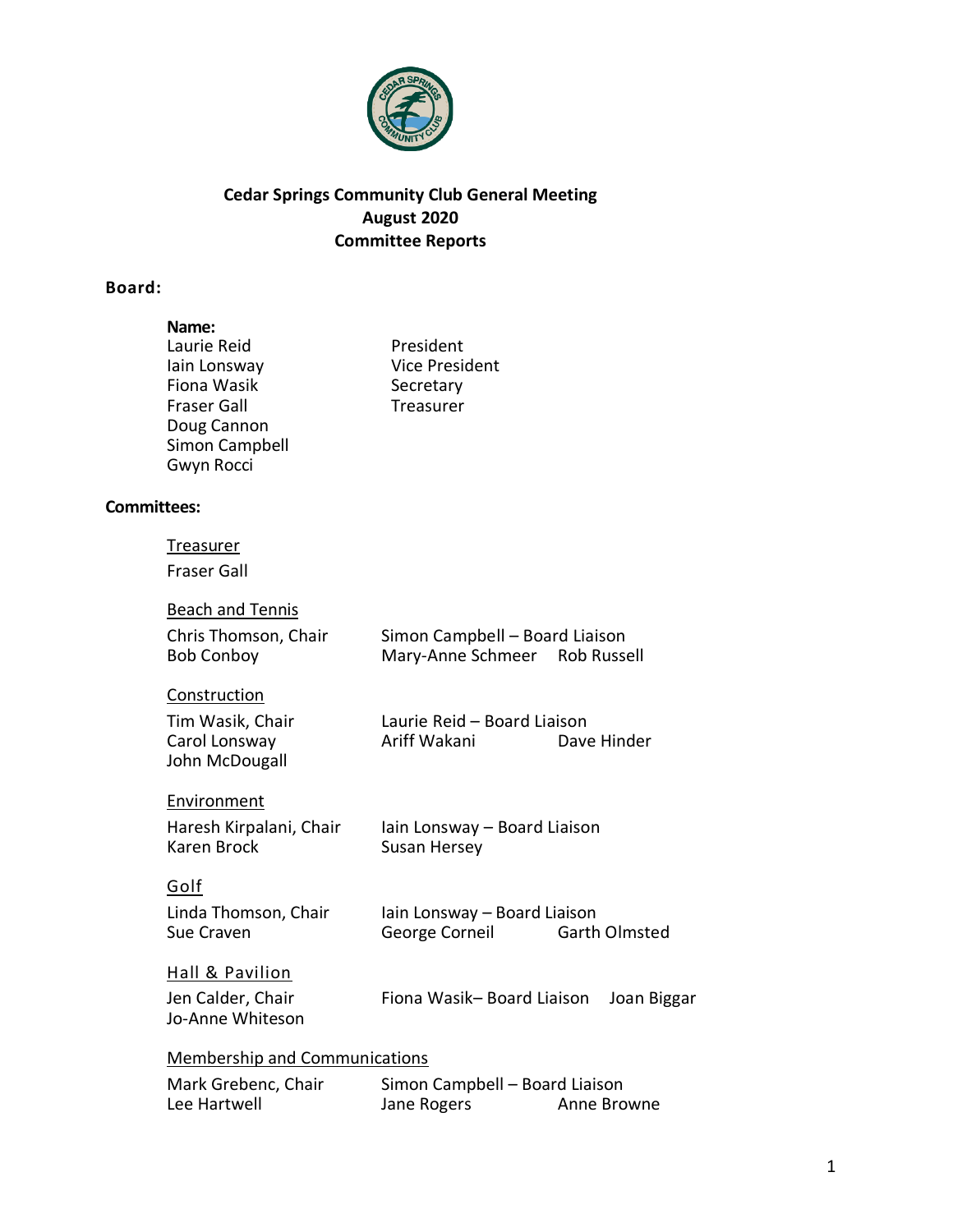# Cedar Springs Community Club General Meeting
## August 2020
## Committee Reports

**Board:**

| **Name:** | |
|---|---|
| Laurie Reid | President |
| Iain Lonsway | Vice President |
| Fiona Wasik | Secretary |
| Fraser Gall | Treasurer |
| Doug Cannon | |
| Simon Campbell | |
| Gwyn Rocci | |

**Committees:**

Treasurer

Fraser Gall

Beach and Tennis

Chris Thomson, Chair
Bob Conboy
Simon Campbell – Board Liaison
Mary-Anne Schmeer
Rob Russell

Construction

Tim Wasik, Chair
Carol Lonsway
John McDougall
Laurie Reid – Board Liaison
Ariff Wakani
Dave Hinder

Environment

Haresh Kirpalani, Chair
Karen Brock
Iain Lonsway – Board Liaison
Susan Hersey

Golf

Linda Thomson, Chair
Sue Craven
Iain Lonsway – Board Liaison
George Corneil
Garth Olmsted

Hall & Pavilion

Jen Calder, Chair
Jo-Anne Whiteson
Fiona Wasik– Board Liaison
Joan Biggar

Membership and Communications

Mark Grebenc, Chair
Lee Hartwell
Simon Campbell – Board Liaison
Jane Rogers
Anne Browne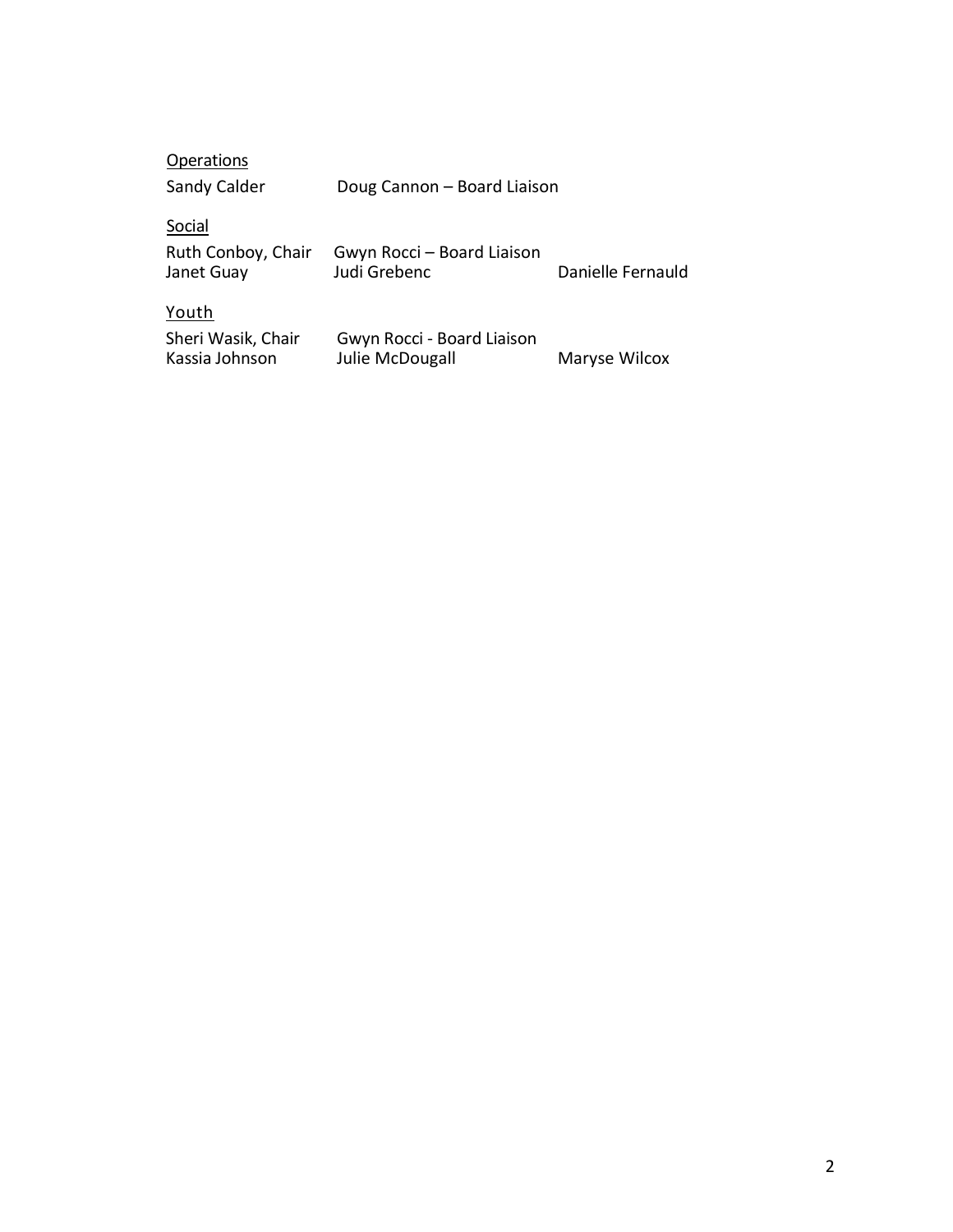Operations

Sandy Calder    Doug Cannon – Board Liaison

Social

Ruth Conboy, Chair    Gwyn Rocci – Board Liaison
Janet Guay    Judi Grebenc    Danielle Fernauld

Youth

Sheri Wasik, Chair    Gwyn Rocci - Board Liaison
Kassia Johnson    Julie McDougall    Maryse Wilcox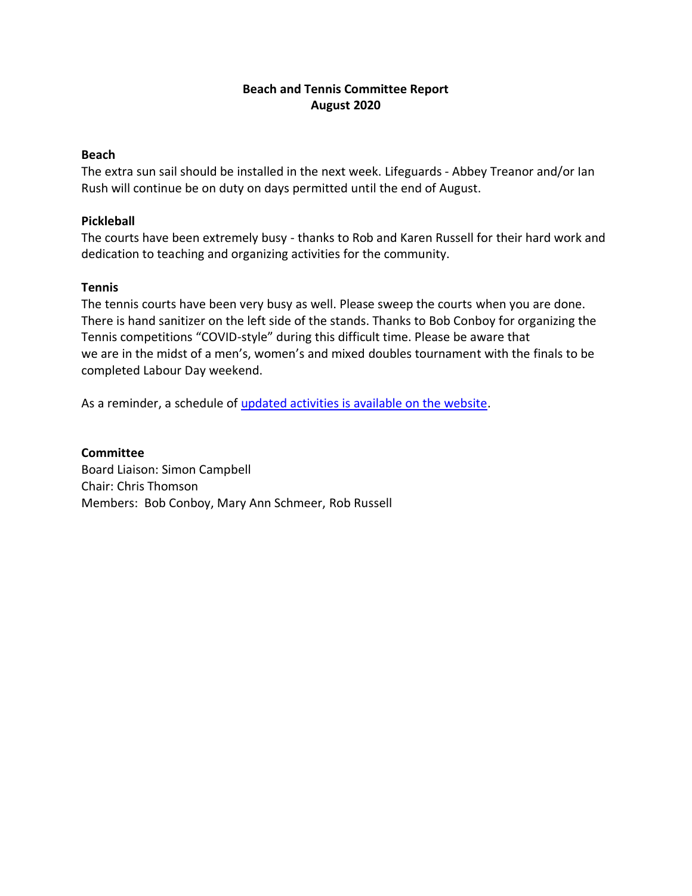# Beach and Tennis Committee Report
## August 2020

**Beach**

The extra sun sail should be installed in the next week. Lifeguards - Abbey Treanor and/or Ian Rush will continue be on duty on days permitted until the end of August.

**Pickleball**

The courts have been extremely busy - thanks to Rob and Karen Russell for their hard work and dedication to teaching and organizing activities for the community.

**Tennis**

The tennis courts have been very busy as well. Please sweep the courts when you are done. There is hand sanitizer on the left side of the stands. Thanks to Bob Conboy for organizing the Tennis competitions "COVID-style" during this difficult time. Please be aware that we are in the midst of a men's, women's and mixed doubles tournament with the finals to be completed Labour Day weekend.

As a reminder, a schedule of updated activities is available on the website.

**Committee**

Board Liaison: Simon Campbell
Chair: Chris Thomson
Members: Bob Conboy, Mary Ann Schmeer, Rob Russell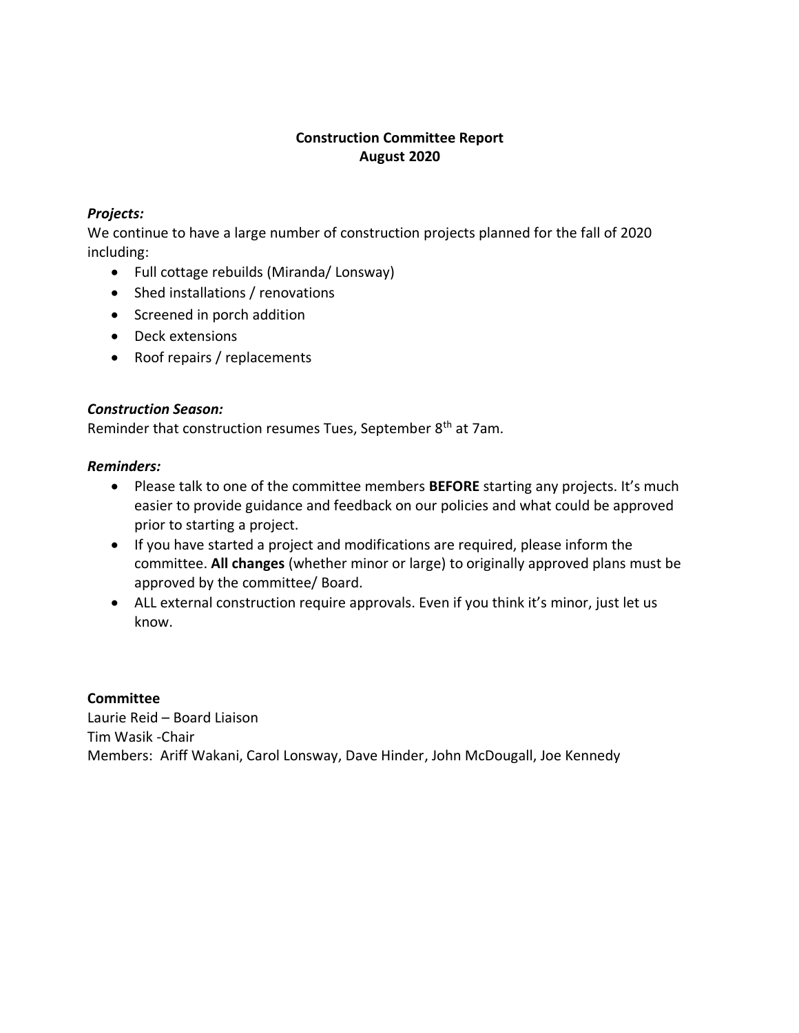# Construction Committee Report
## August 2020

***Projects:***

We continue to have a large number of construction projects planned for the fall of 2020 including:

- Full cottage rebuilds (Miranda/ Lonsway)
- Shed installations / renovations
- Screened in porch addition
- Deck extensions
- Roof repairs / replacements

***Construction Season:***

Reminder that construction resumes Tues, September 8th at 7am.

***Reminders:***

- Please talk to one of the committee members **BEFORE** starting any projects. It's much easier to provide guidance and feedback on our policies and what could be approved prior to starting a project.
- If you have started a project and modifications are required, please inform the committee. **All changes** (whether minor or large) to originally approved plans must be approved by the committee/ Board.
- ALL external construction require approvals. Even if you think it's minor, just let us know.

**Committee**

Laurie Reid – Board Liaison
Tim Wasik -Chair
Members: Ariff Wakani, Carol Lonsway, Dave Hinder, John McDougall, Joe Kennedy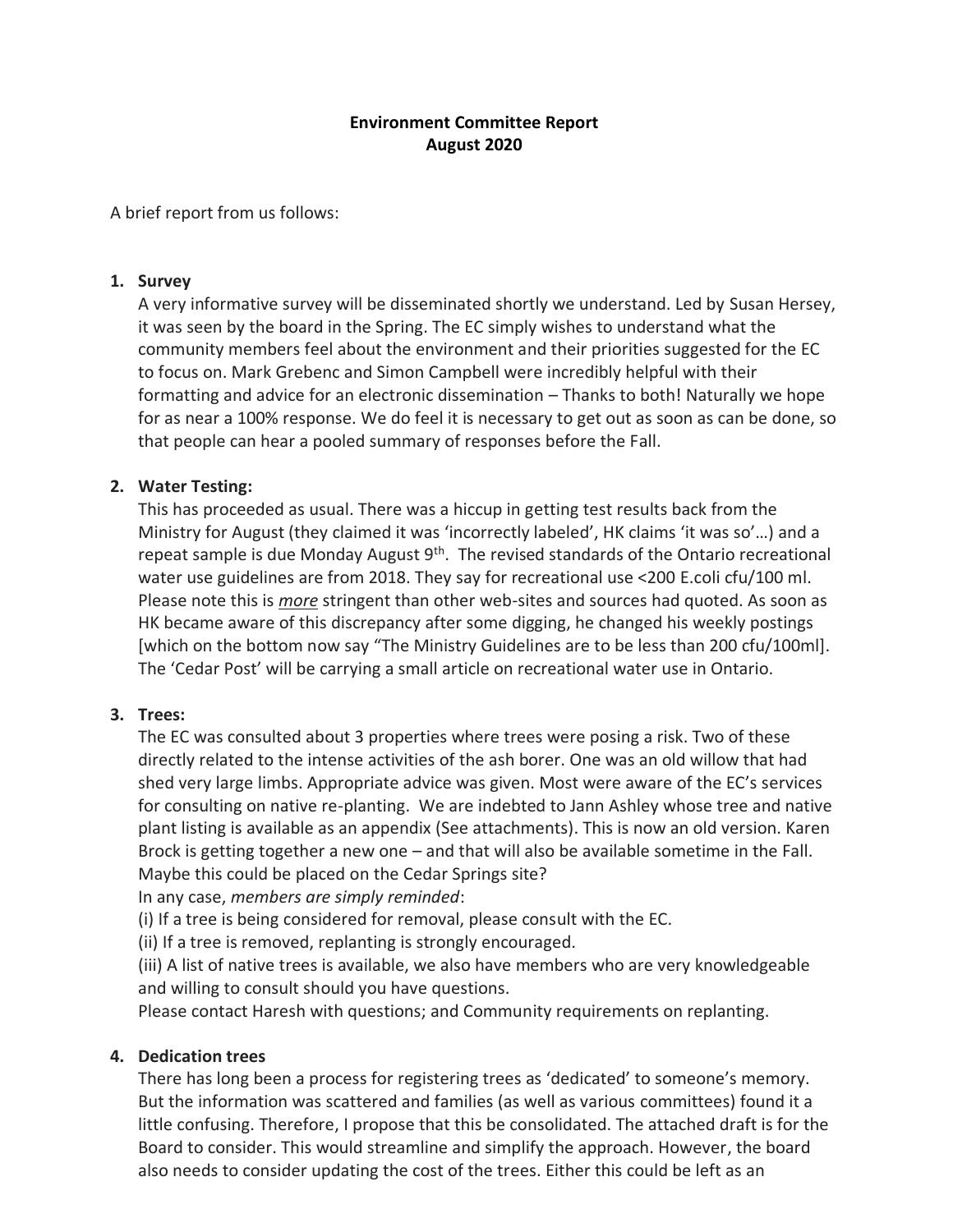**Environment Committee Report**
**August 2020**

A brief report from us follows:

1. **Survey**
   A very informative survey will be disseminated shortly we understand. Led by Susan Hersey, it was seen by the board in the Spring. The EC simply wishes to understand what the community members feel about the environment and their priorities suggested for the EC to focus on. Mark Grebenc and Simon Campbell were incredibly helpful with their formatting and advice for an electronic dissemination – Thanks to both! Naturally we hope for as near a 100% response. We do feel it is necessary to get out as soon as can be done, so that people can hear a pooled summary of responses before the Fall.

2. **Water Testing:**
   This has proceeded as usual. There was a hiccup in getting test results back from the Ministry for August (they claimed it was 'incorrectly labeled', HK claims 'it was so'…) and a repeat sample is due Monday August 9th. The revised standards of the Ontario recreational water use guidelines are from 2018. They say for recreational use <200 E.coli cfu/100 ml. Please note this is ***more*** stringent than other web-sites and sources had quoted. As soon as HK became aware of this discrepancy after some digging, he changed his weekly postings [which on the bottom now say "The Ministry Guidelines are to be less than 200 cfu/100ml]. The 'Cedar Post' will be carrying a small article on recreational water use in Ontario.

3. **Trees:**
   The EC was consulted about 3 properties where trees were posing a risk. Two of these directly related to the intense activities of the ash borer. One was an old willow that had shed very large limbs. Appropriate advice was given. Most were aware of the EC's services for consulting on native re-planting. We are indebted to Jann Ashley whose tree and native plant listing is available as an appendix (See attachments). This is now an old version. Karen Brock is getting together a new one – and that will also be available sometime in the Fall. Maybe this could be placed on the Cedar Springs site?
   In any case, *members are simply reminded*:
   (i) If a tree is being considered for removal, please consult with the EC.
   (ii) If a tree is removed, replanting is strongly encouraged.
   (iii) A list of native trees is available, we also have members who are very knowledgeable and willing to consult should you have questions.
   Please contact Haresh with questions; and Community requirements on replanting.

4. **Dedication trees**
   There has long been a process for registering trees as 'dedicated' to someone's memory. But the information was scattered and families (as well as various committees) found it a little confusing. Therefore, I propose that this be consolidated. The attached draft is for the Board to consider. This would streamline and simplify the approach. However, the board also needs to consider updating the cost of the trees. Either this could be left as an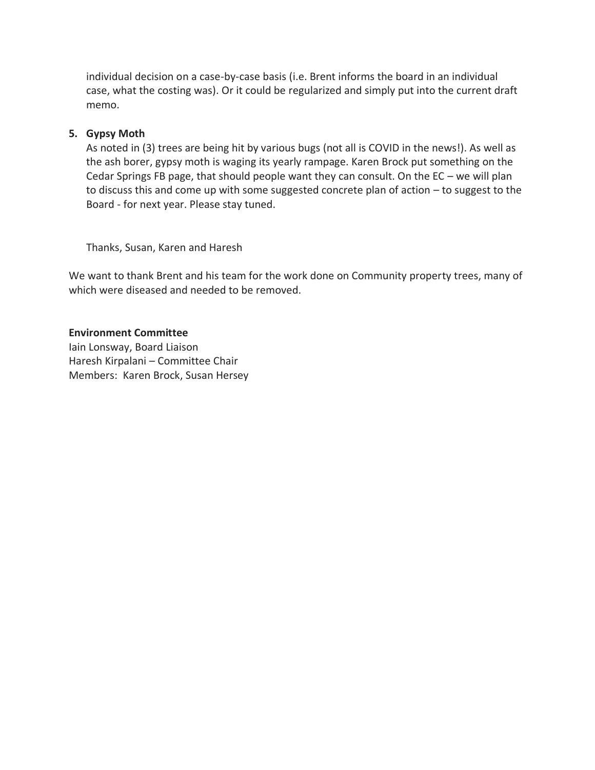individual decision on a case-by-case basis (i.e. Brent informs the board in an individual case, what the costing was). Or it could be regularized and simply put into the current draft memo.

5. **Gypsy Moth**

   As noted in (3) trees are being hit by various bugs (not all is COVID in the news!). As well as the ash borer, gypsy moth is waging its yearly rampage. Karen Brock put something on the Cedar Springs FB page, that should people want they can consult. On the EC – we will plan to discuss this and come up with some suggested concrete plan of action – to suggest to the Board - for next year. Please stay tuned.

   Thanks, Susan, Karen and Haresh

We want to thank Brent and his team for the work done on Community property trees, many of which were diseased and needed to be removed.

**Environment Committee**
Iain Lonsway, Board Liaison
Haresh Kirpalani – Committee Chair
Members: Karen Brock, Susan Hersey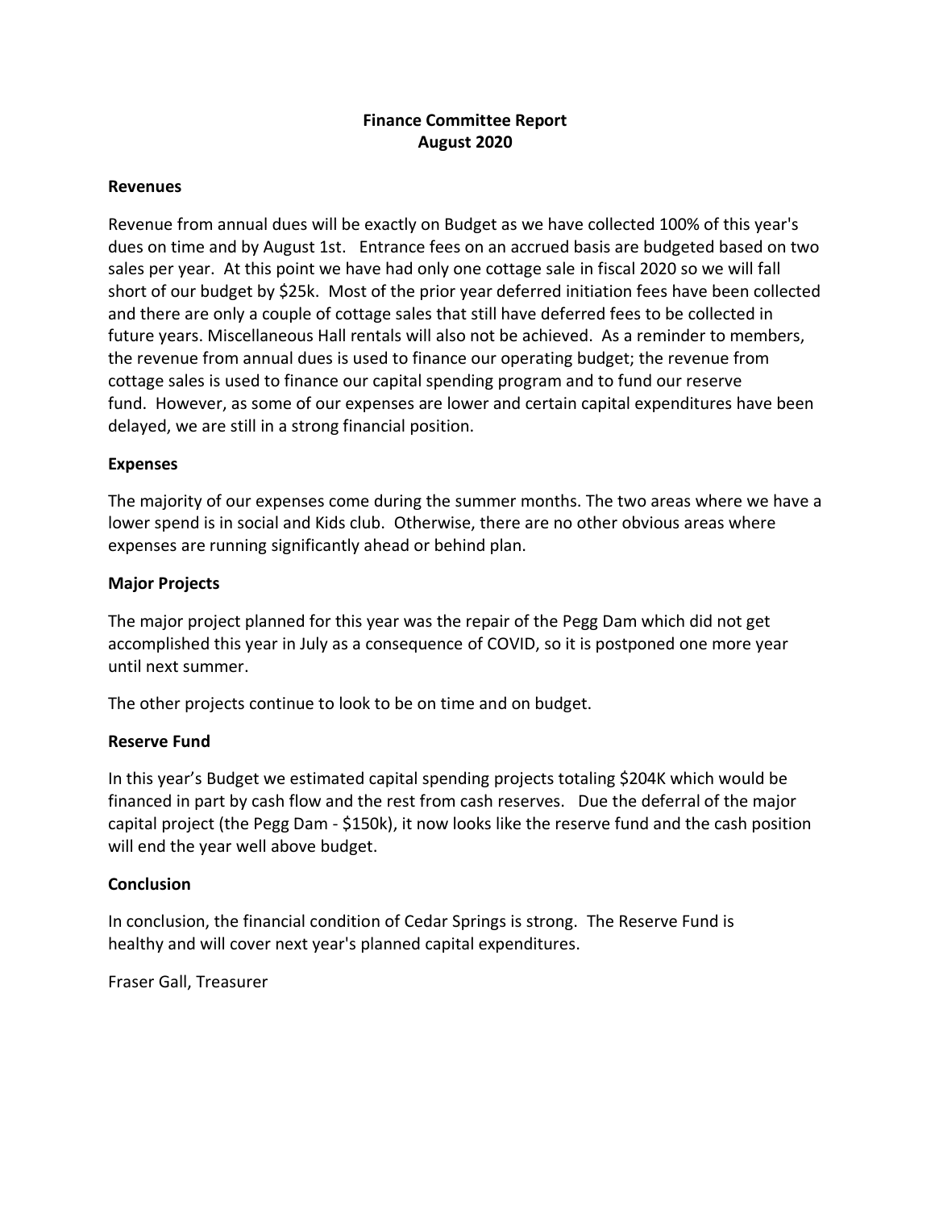# Finance Committee Report
## August 2020

### Revenues

Revenue from annual dues will be exactly on Budget as we have collected 100% of this year's dues on time and by August 1st. Entrance fees on an accrued basis are budgeted based on two sales per year. At this point we have had only one cottage sale in fiscal 2020 so we will fall short of our budget by $25k. Most of the prior year deferred initiation fees have been collected and there are only a couple of cottage sales that still have deferred fees to be collected in future years. Miscellaneous Hall rentals will also not be achieved. As a reminder to members, the revenue from annual dues is used to finance our operating budget; the revenue from cottage sales is used to finance our capital spending program and to fund our reserve fund. However, as some of our expenses are lower and certain capital expenditures have been delayed, we are still in a strong financial position.

### Expenses

The majority of our expenses come during the summer months. The two areas where we have a lower spend is in social and Kids club. Otherwise, there are no other obvious areas where expenses are running significantly ahead or behind plan.

### Major Projects

The major project planned for this year was the repair of the Pegg Dam which did not get accomplished this year in July as a consequence of COVID, so it is postponed one more year until next summer.

The other projects continue to look to be on time and on budget.

### Reserve Fund

In this year's Budget we estimated capital spending projects totaling $204K which would be financed in part by cash flow and the rest from cash reserves. Due the deferral of the major capital project (the Pegg Dam - $150k), it now looks like the reserve fund and the cash position will end the year well above budget.

### Conclusion

In conclusion, the financial condition of Cedar Springs is strong. The Reserve Fund is healthy and will cover next year's planned capital expenditures.

Fraser Gall, Treasurer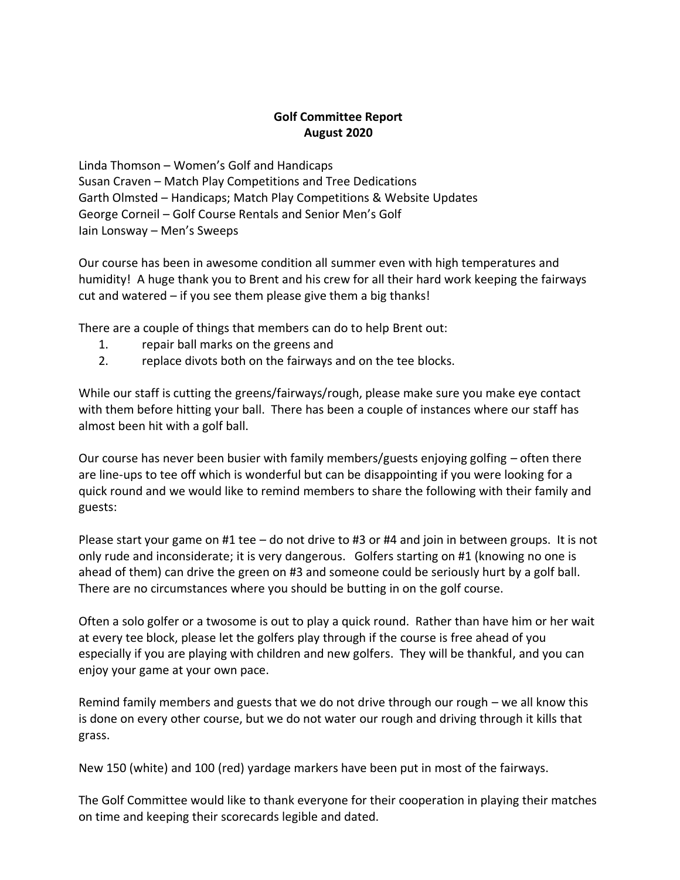# Golf Committee Report
## August 2020

Linda Thomson – Women's Golf and Handicaps
Susan Craven – Match Play Competitions and Tree Dedications
Garth Olmsted – Handicaps; Match Play Competitions & Website Updates
George Corneil – Golf Course Rentals and Senior Men's Golf
Iain Lonsway – Men's Sweeps

Our course has been in awesome condition all summer even with high temperatures and humidity! A huge thank you to Brent and his crew for all their hard work keeping the fairways cut and watered – if you see them please give them a big thanks!

There are a couple of things that members can do to help Brent out:

1. repair ball marks on the greens and
2. replace divots both on the fairways and on the tee blocks.

While our staff is cutting the greens/fairways/rough, please make sure you make eye contact with them before hitting your ball. There has been a couple of instances where our staff has almost been hit with a golf ball.

Our course has never been busier with family members/guests enjoying golfing – often there are line-ups to tee off which is wonderful but can be disappointing if you were looking for a quick round and we would like to remind members to share the following with their family and guests:

Please start your game on #1 tee – do not drive to #3 or #4 and join in between groups. It is not only rude and inconsiderate; it is very dangerous. Golfers starting on #1 (knowing no one is ahead of them) can drive the green on #3 and someone could be seriously hurt by a golf ball. There are no circumstances where you should be butting in on the golf course.

Often a solo golfer or a twosome is out to play a quick round. Rather than have him or her wait at every tee block, please let the golfers play through if the course is free ahead of you especially if you are playing with children and new golfers. They will be thankful, and you can enjoy your game at your own pace.

Remind family members and guests that we do not drive through our rough – we all know this is done on every other course, but we do not water our rough and driving through it kills that grass.

New 150 (white) and 100 (red) yardage markers have been put in most of the fairways.

The Golf Committee would like to thank everyone for their cooperation in playing their matches on time and keeping their scorecards legible and dated.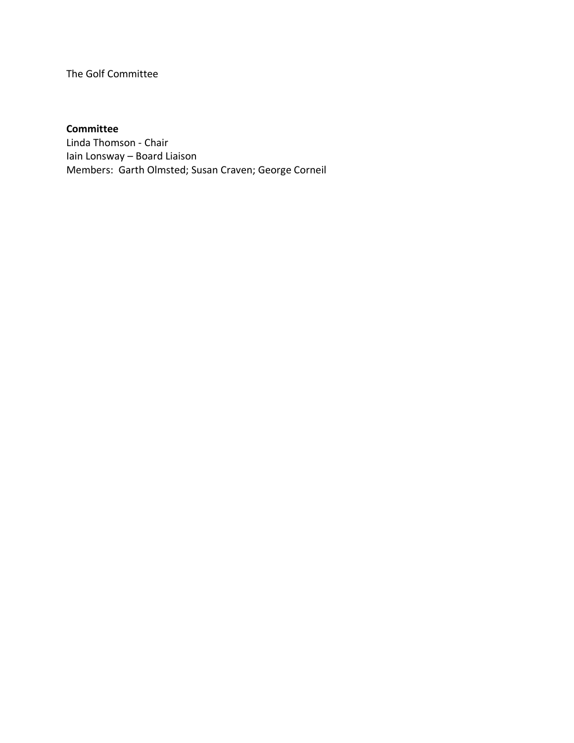The Golf Committee

**Committee**
Linda Thomson - Chair
Iain Lonsway – Board Liaison
Members: Garth Olmsted; Susan Craven; George Corneil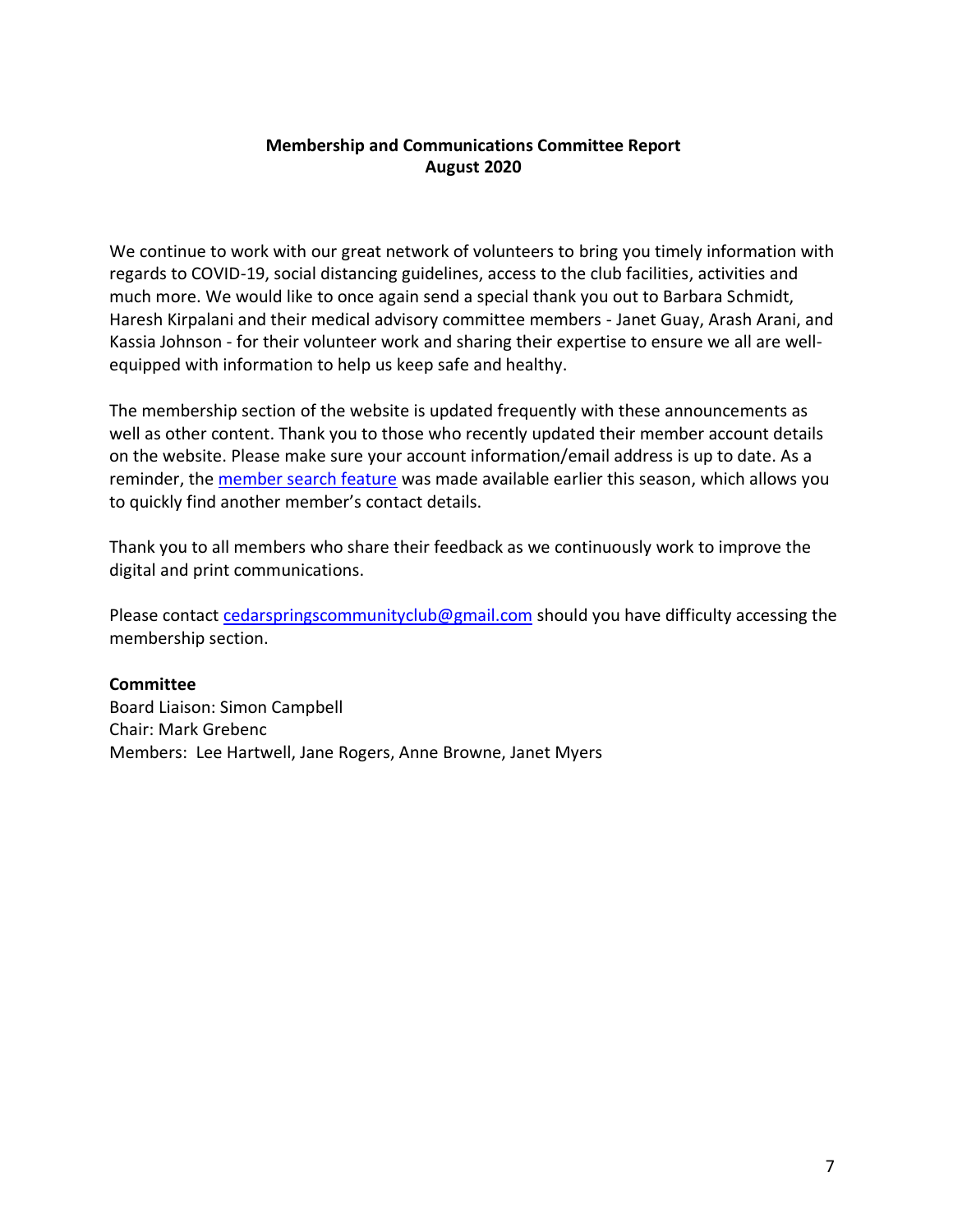## Membership and Communications Committee Report
## August 2020

We continue to work with our great network of volunteers to bring you timely information with regards to COVID-19, social distancing guidelines, access to the club facilities, activities and much more. We would like to once again send a special thank you out to Barbara Schmidt, Haresh Kirpalani and their medical advisory committee members - Janet Guay, Arash Arani, and Kassia Johnson - for their volunteer work and sharing their expertise to ensure we all are well-equipped with information to help us keep safe and healthy.

The membership section of the website is updated frequently with these announcements as well as other content. Thank you to those who recently updated their member account details on the website. Please make sure your account information/email address is up to date. As a reminder, the member search feature was made available earlier this season, which allows you to quickly find another member's contact details.

Thank you to all members who share their feedback as we continuously work to improve the digital and print communications.

Please contact cedarspringscommunityclub@gmail.com should you have difficulty accessing the membership section.

**Committee**
Board Liaison: Simon Campbell
Chair: Mark Grebenc
Members: Lee Hartwell, Jane Rogers, Anne Browne, Janet Myers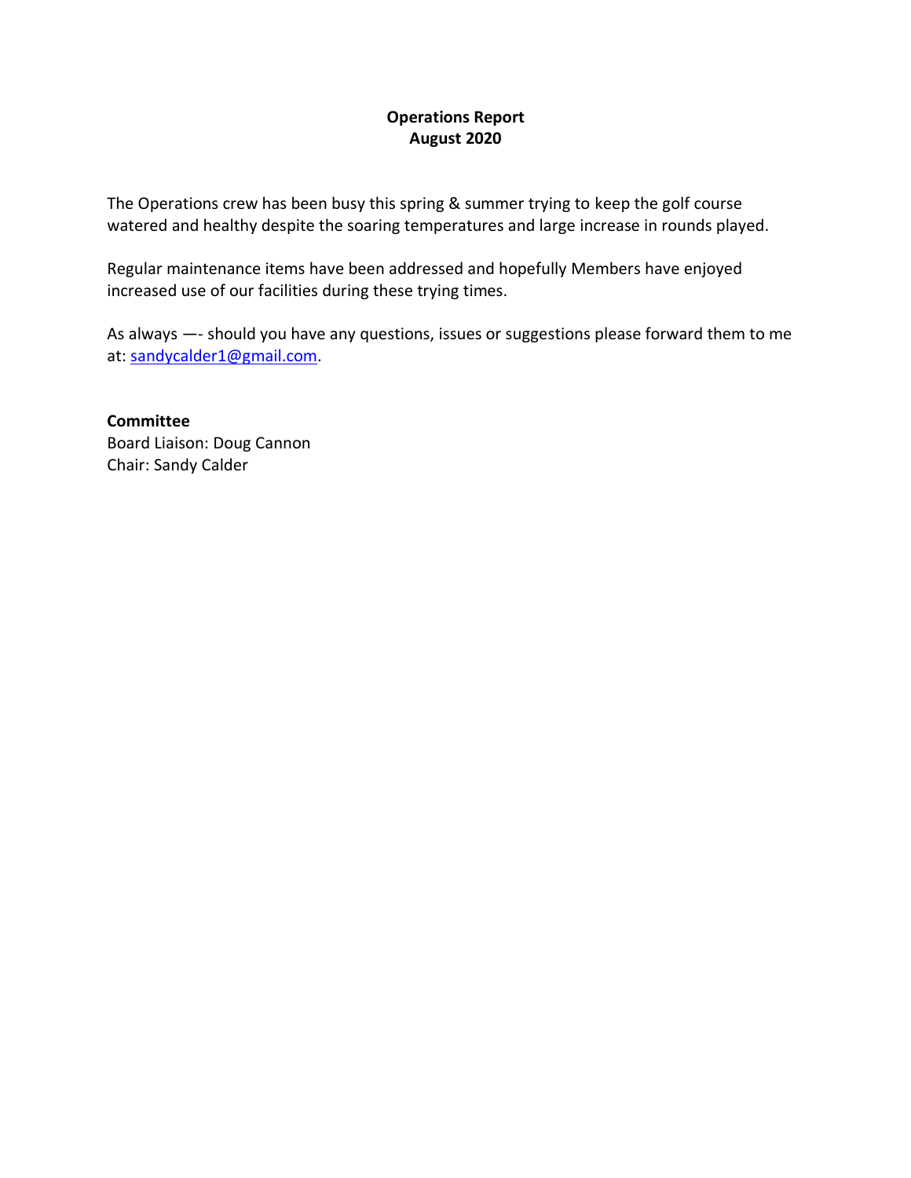**Operations Report**
**August 2020**

The Operations crew has been busy this spring & summer trying to keep the golf course watered and healthy despite the soaring temperatures and large increase in rounds played.

Regular maintenance items have been addressed and hopefully Members have enjoyed increased use of our facilities during these trying times.

As always —- should you have any questions, issues or suggestions please forward them to me at: sandycalder1@gmail.com.

**Committee**
Board Liaison: Doug Cannon
Chair: Sandy Calder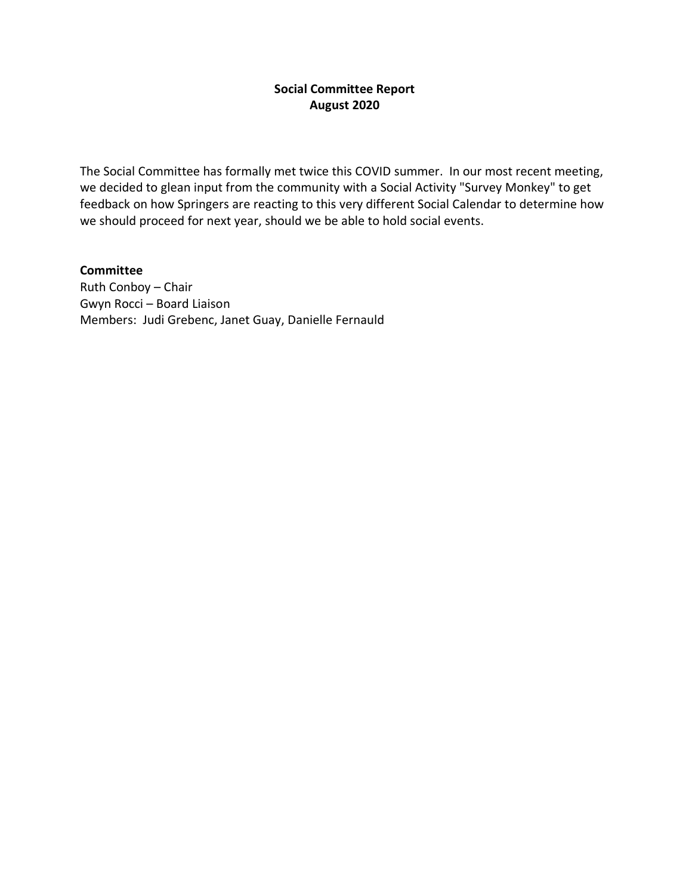**Social Committee Report**
**August 2020**

The Social Committee has formally met twice this COVID summer. In our most recent meeting, we decided to glean input from the community with a Social Activity "Survey Monkey" to get feedback on how Springers are reacting to this very different Social Calendar to determine how we should proceed for next year, should we be able to hold social events.

**Committee**
Ruth Conboy – Chair
Gwyn Rocci – Board Liaison
Members: Judi Grebenc, Janet Guay, Danielle Fernauld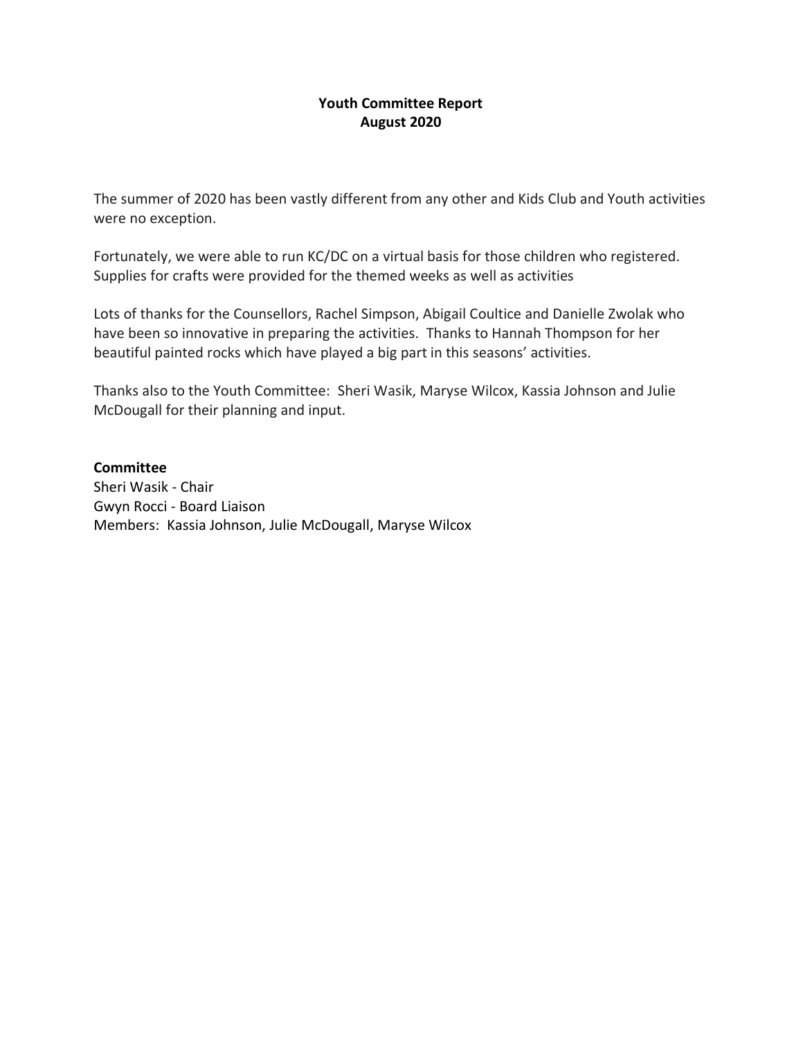**Youth Committee Report**
**August 2020**

The summer of 2020 has been vastly different from any other and Kids Club and Youth activities were no exception.

Fortunately, we were able to run KC/DC on a virtual basis for those children who registered. Supplies for crafts were provided for the themed weeks as well as activities

Lots of thanks for the Counsellors, Rachel Simpson, Abigail Coultice and Danielle Zwolak who have been so innovative in preparing the activities. Thanks to Hannah Thompson for her beautiful painted rocks which have played a big part in this seasons' activities.

Thanks also to the Youth Committee: Sheri Wasik, Maryse Wilcox, Kassia Johnson and Julie McDougall for their planning and input.

**Committee**
Sheri Wasik - Chair
Gwyn Rocci - Board Liaison
Members: Kassia Johnson, Julie McDougall, Maryse Wilcox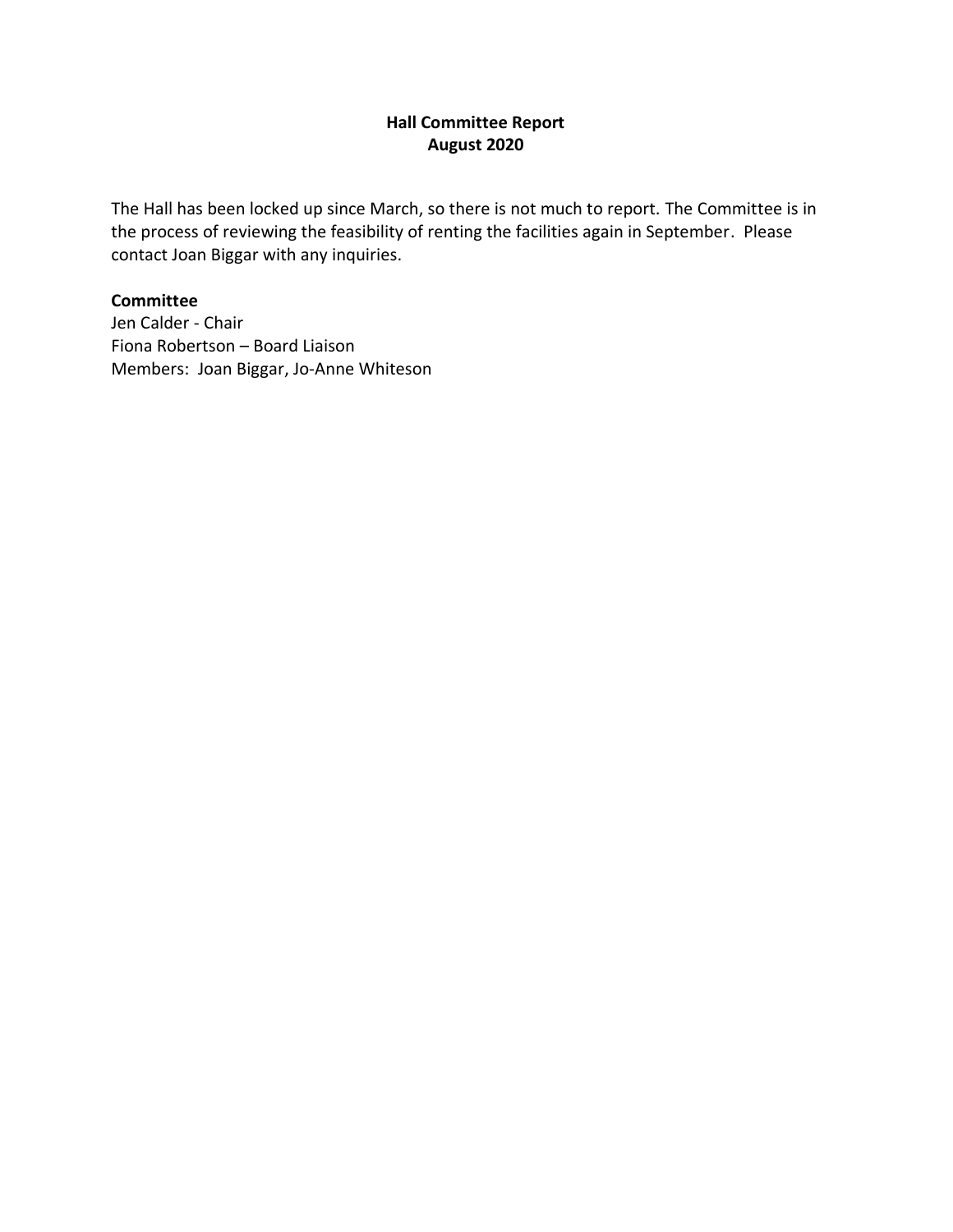# Hall Committee Report
## August 2020

The Hall has been locked up since March, so there is not much to report. The Committee is in the process of reviewing the feasibility of renting the facilities again in September. Please contact Joan Biggar with any inquiries.

**Committee**
Jen Calder - Chair
Fiona Robertson – Board Liaison
Members: Joan Biggar, Jo-Anne Whiteson